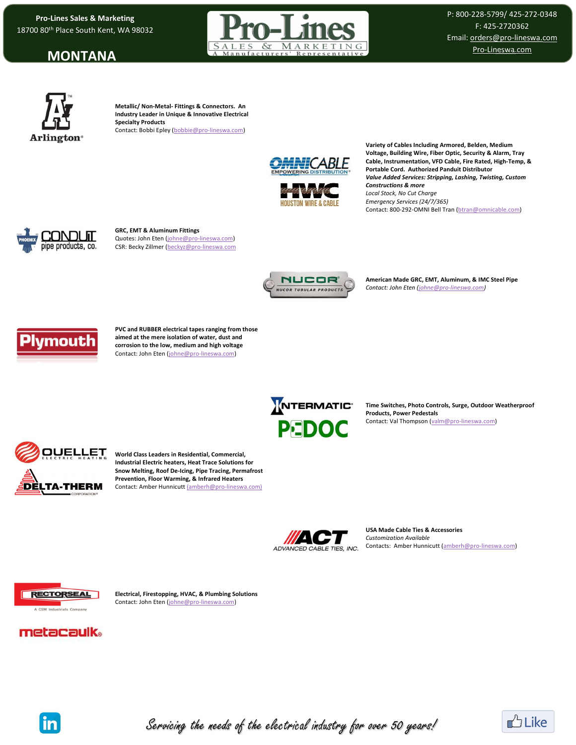Pro-Lines Sales & Marketing
18700 80th Place South Kent, WA 98032

# MONTANA

Pro-Lines
SALES & MARKETING
A Manufacturers' Representative

P: 800-228-5799/ 425-272-0348
F: 425-2720362
Email: orders@pro-lineswa.com
Pro-Lineswa.com

Arlington

**Metallic/ Non-Metal- Fittings & Connectors. An Industry Leader in Unique & Innovative Electrical Specialty Products**
Contact: Bobbi Epley (bobbie@pro-lineswa.com)

OMNICABLE EMPOWERING DISTRIBUTION
HWC HOUSTON WIRE & CABLE

**Variety of Cables Including Armored, Belden, Medium Voltage, Building Wire, Fiber Optic, Security & Alarm, Tray Cable, Instrumentation, VFD Cable, Fire Rated, High-Temp, & Portable Cord. Authorized Panduit Distributor**
***Value Added Services: Stripping, Lashing, Twisting, Custom Constructions & more***
*Local Stock, No Cut Charge*
*Emergency Services (24/7/365)*
Contact: 800-292-OMNI Bell Tran (btran@omnicable.com)

PHOENIX CONDUIT pipe products, co.

**GRC, EMT & Aluminum Fittings**
Quotes: John Eten (johne@pro-lineswa.com)
CSR: Becky Zillmer (beckyz@pro-lineswa.com)

NUCOR NUCOR TUBULAR PRODUCTS

**American Made GRC, EMT, Aluminum, & IMC Steel Pipe**
*Contact: John Eten (johne@pro-lineswa.com)*

Plymouth

**PVC and RUBBER electrical tapes ranging from those aimed at the mere isolation of water, dust and corrosion to the low, medium and high voltage**
Contact: John Eten (johne@pro-lineswa.com)

INTERMATIC
PEDOC

**Time Switches, Photo Controls, Surge, Outdoor Weatherproof Products, Power Pedestals**
Contact: Val Thompson (valm@pro-lineswa.com)

OUELLET ELECTRIC HEATING
DELTA-THERM CORPORATION

**World Class Leaders in Residential, Commercial, Industrial Electric heaters, Heat Trace Solutions for Snow Melting, Roof De-Icing, Pipe Tracing, Permafrost Prevention, Floor Warming, & Infrared Heaters**
Contact: Amber Hunnicutt (amberh@pro-lineswa.com)

ACT ADVANCED CABLE TIES, INC.

**USA Made Cable Ties & Accessories**
*Customization Available*
Contacts: Amber Hunnicutt (amberh@pro-lineswa.com)

RECTORSEAL A CSW Industrials Company
metacaulk

**Electrical, Firestopping, HVAC, & Plumbing Solutions**
Contact: John Eten (johne@pro-lineswa.com)

*Servicing the needs of the electrical industry for over 50 years!*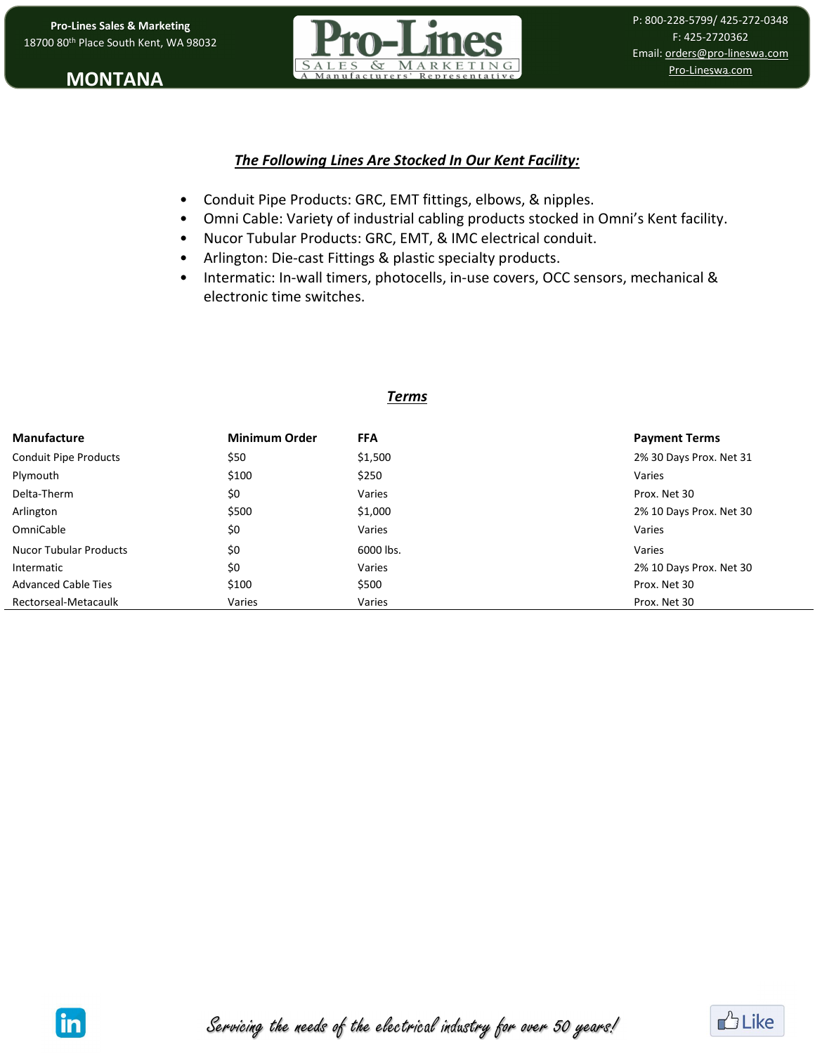Pro-Lines Sales & Marketing
18700 80th Place South Kent, WA 98032

# MONTANA

P: 800-228-5799/ 425-272-0348
F: 425-2720362
Email: orders@pro-lineswa.com
Pro-Lineswa.com

## ***The Following Lines Are Stocked In Our Kent Facility:***

- Conduit Pipe Products: GRC, EMT fittings, elbows, & nipples.
- Omni Cable: Variety of industrial cabling products stocked in Omni's Kent facility.
- Nucor Tubular Products: GRC, EMT, & IMC electrical conduit.
- Arlington: Die-cast Fittings & plastic specialty products.
- Intermatic: In-wall timers, photocells, in-use covers, OCC sensors, mechanical & electronic time switches.

## ***Terms***

| Manufacture | Minimum Order | FFA | Payment Terms |
|---|---|---|---|
| Conduit Pipe Products | $50 | $1,500 | 2% 30 Days Prox. Net 31 |
| Plymouth | $100 | $250 | Varies |
| Delta-Therm | $0 | Varies | Prox. Net 30 |
| Arlington | $500 | $1,000 | 2% 10 Days Prox. Net 30 |
| OmniCable | $0 | Varies | Varies |
| Nucor Tubular Products | $0 | 6000 lbs. | Varies |
| Intermatic | $0 | Varies | 2% 10 Days Prox. Net 30 |
| Advanced Cable Ties | $100 | $500 | Prox. Net 30 |
| Rectorseal-Metacaulk | Varies | Varies | Prox. Net 30 |

*Servicing the needs of the electrical industry for over 50 years!*